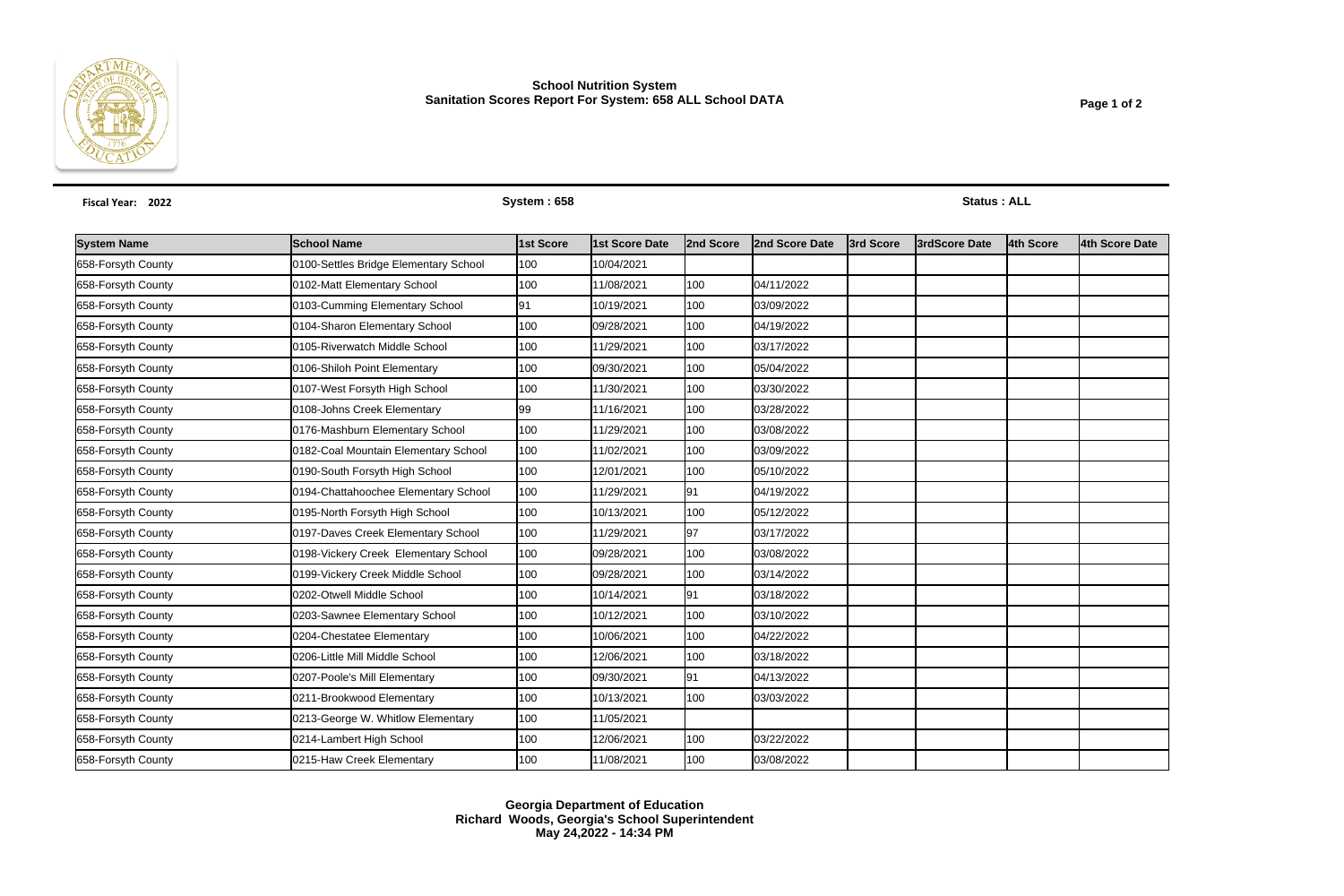**School Nutrition System**
**Sanitation Scores Report For System: 658 ALL School DATA**

**Fiscal Year: 2022** | **System : 658** | **Status : ALL**

| System Name | School Name | 1st Score | 1st Score Date | 2nd Score | 2nd Score Date | 3rd Score | 3rdScore Date | 4th Score | 4th Score Date |
|---|---|---|---|---|---|---|---|---|---|
| 658-Forsyth County | 0100-Settles Bridge Elementary School | 100 | 10/04/2021 | | | | | | |
| 658-Forsyth County | 0102-Matt Elementary School | 100 | 11/08/2021 | 100 | 04/11/2022 | | | | |
| 658-Forsyth County | 0103-Cumming Elementary School | 91 | 10/19/2021 | 100 | 03/09/2022 | | | | |
| 658-Forsyth County | 0104-Sharon Elementary School | 100 | 09/28/2021 | 100 | 04/19/2022 | | | | |
| 658-Forsyth County | 0105-Riverwatch Middle School | 100 | 11/29/2021 | 100 | 03/17/2022 | | | | |
| 658-Forsyth County | 0106-Shiloh Point Elementary | 100 | 09/30/2021 | 100 | 05/04/2022 | | | | |
| 658-Forsyth County | 0107-West Forsyth High School | 100 | 11/30/2021 | 100 | 03/30/2022 | | | | |
| 658-Forsyth County | 0108-Johns Creek Elementary | 99 | 11/16/2021 | 100 | 03/28/2022 | | | | |
| 658-Forsyth County | 0176-Mashburn Elementary School | 100 | 11/29/2021 | 100 | 03/08/2022 | | | | |
| 658-Forsyth County | 0182-Coal Mountain Elementary School | 100 | 11/02/2021 | 100 | 03/09/2022 | | | | |
| 658-Forsyth County | 0190-South Forsyth High School | 100 | 12/01/2021 | 100 | 05/10/2022 | | | | |
| 658-Forsyth County | 0194-Chattahoochee Elementary School | 100 | 11/29/2021 | 91 | 04/19/2022 | | | | |
| 658-Forsyth County | 0195-North Forsyth High School | 100 | 10/13/2021 | 100 | 05/12/2022 | | | | |
| 658-Forsyth County | 0197-Daves Creek Elementary School | 100 | 11/29/2021 | 97 | 03/17/2022 | | | | |
| 658-Forsyth County | 0198-Vickery Creek Elementary School | 100 | 09/28/2021 | 100 | 03/08/2022 | | | | |
| 658-Forsyth County | 0199-Vickery Creek Middle School | 100 | 09/28/2021 | 100 | 03/14/2022 | | | | |
| 658-Forsyth County | 0202-Otwell Middle School | 100 | 10/14/2021 | 91 | 03/18/2022 | | | | |
| 658-Forsyth County | 0203-Sawnee Elementary School | 100 | 10/12/2021 | 100 | 03/10/2022 | | | | |
| 658-Forsyth County | 0204-Chestatee Elementary | 100 | 10/06/2021 | 100 | 04/22/2022 | | | | |
| 658-Forsyth County | 0206-Little Mill Middle School | 100 | 12/06/2021 | 100 | 03/18/2022 | | | | |
| 658-Forsyth County | 0207-Poole's Mill Elementary | 100 | 09/30/2021 | 91 | 04/13/2022 | | | | |
| 658-Forsyth County | 0211-Brookwood Elementary | 100 | 10/13/2021 | 100 | 03/03/2022 | | | | |
| 658-Forsyth County | 0213-George W. Whitlow Elementary | 100 | 11/05/2021 | | | | | | |
| 658-Forsyth County | 0214-Lambert High School | 100 | 12/06/2021 | 100 | 03/22/2022 | | | | |
| 658-Forsyth County | 0215-Haw Creek Elementary | 100 | 11/08/2021 | 100 | 03/08/2022 | | | | |

**Georgia Department of Education**
**Richard Woods, Georgia's School Superintendent**
**May 24,2022 - 14:34 PM**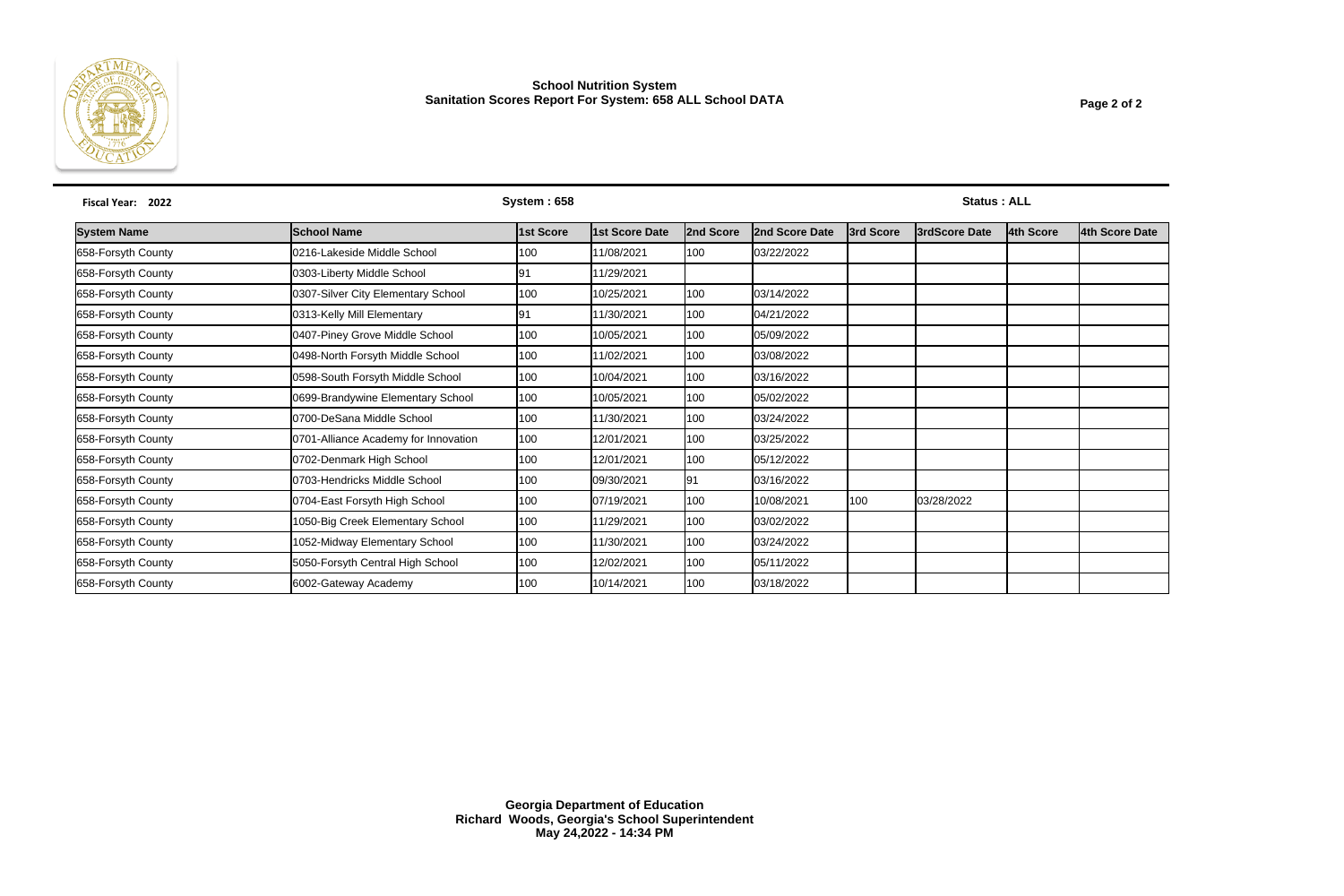**School Nutrition System**
**Sanitation Scores Report For System: 658 ALL School DATA**

**Fiscal Year: 2022** **System : 658** **Status : ALL**

| System Name | School Name | 1st Score | 1st Score Date | 2nd Score | 2nd Score Date | 3rd Score | 3rdScore Date | 4th Score | 4th Score Date |
|---|---|---|---|---|---|---|---|---|---|
| 658-Forsyth County | 0216-Lakeside Middle School | 100 | 11/08/2021 | 100 | 03/22/2022 | | | | |
| 658-Forsyth County | 0303-Liberty Middle School | 91 | 11/29/2021 | | | | | | |
| 658-Forsyth County | 0307-Silver City Elementary School | 100 | 10/25/2021 | 100 | 03/14/2022 | | | | |
| 658-Forsyth County | 0313-Kelly Mill Elementary | 91 | 11/30/2021 | 100 | 04/21/2022 | | | | |
| 658-Forsyth County | 0407-Piney Grove Middle School | 100 | 10/05/2021 | 100 | 05/09/2022 | | | | |
| 658-Forsyth County | 0498-North Forsyth Middle School | 100 | 11/02/2021 | 100 | 03/08/2022 | | | | |
| 658-Forsyth County | 0598-South Forsyth Middle School | 100 | 10/04/2021 | 100 | 03/16/2022 | | | | |
| 658-Forsyth County | 0699-Brandywine Elementary School | 100 | 10/05/2021 | 100 | 05/02/2022 | | | | |
| 658-Forsyth County | 0700-DeSana Middle School | 100 | 11/30/2021 | 100 | 03/24/2022 | | | | |
| 658-Forsyth County | 0701-Alliance Academy for Innovation | 100 | 12/01/2021 | 100 | 03/25/2022 | | | | |
| 658-Forsyth County | 0702-Denmark High School | 100 | 12/01/2021 | 100 | 05/12/2022 | | | | |
| 658-Forsyth County | 0703-Hendricks Middle School | 100 | 09/30/2021 | 91 | 03/16/2022 | | | | |
| 658-Forsyth County | 0704-East Forsyth High School | 100 | 07/19/2021 | 100 | 10/08/2021 | 100 | 03/28/2022 | | |
| 658-Forsyth County | 1050-Big Creek Elementary School | 100 | 11/29/2021 | 100 | 03/02/2022 | | | | |
| 658-Forsyth County | 1052-Midway Elementary School | 100 | 11/30/2021 | 100 | 03/24/2022 | | | | |
| 658-Forsyth County | 5050-Forsyth Central High School | 100 | 12/02/2021 | 100 | 05/11/2022 | | | | |
| 658-Forsyth County | 6002-Gateway Academy | 100 | 10/14/2021 | 100 | 03/18/2022 | | | | |

**Georgia Department of Education**
**Richard Woods, Georgia's School Superintendent**
**May 24,2022 - 14:34 PM**